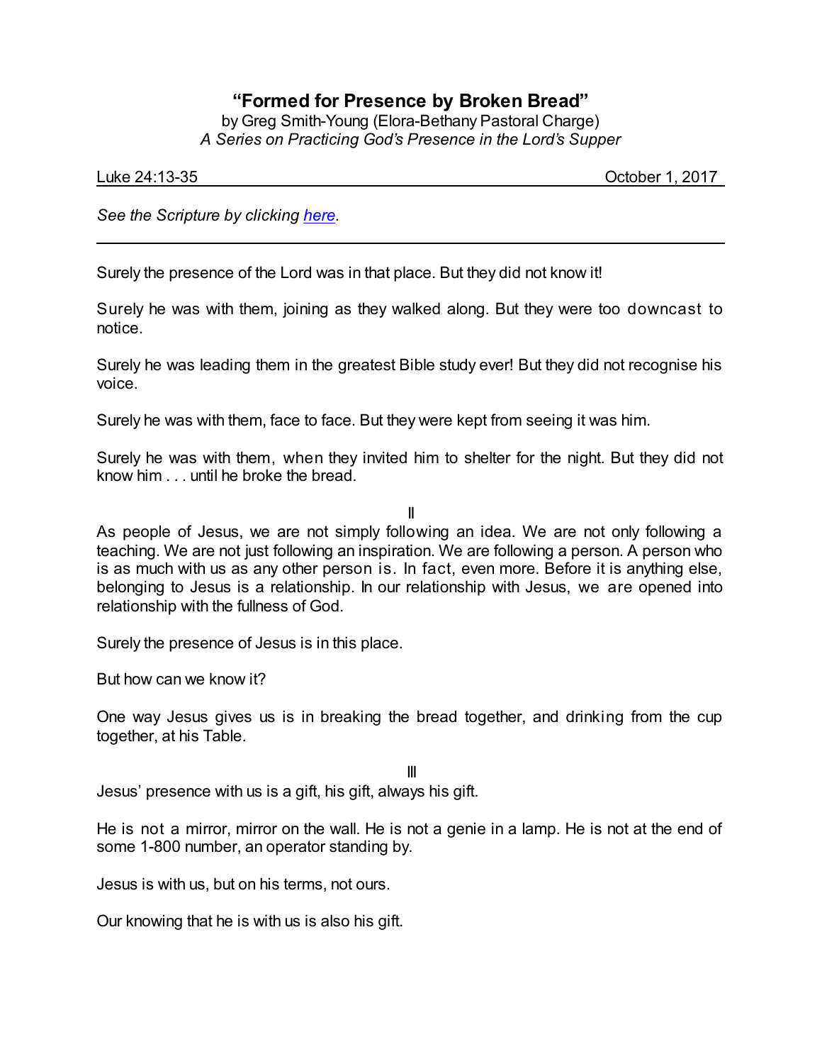# "Formed for Presence by Broken Bread"

by Greg Smith-Young (Elora-Bethany Pastoral Charge)
*A Series on Practicing God's Presence in the Lord's Supper*

Luke 24:13-35 October 1, 2017

*See the Scripture by clicking [here](#).*

---

Surely the presence of the Lord was in that place. But they did not know it!

Surely he was with them, joining as they walked along. But they were too downcast to notice.

Surely he was leading them in the greatest Bible study ever! But they did not recognise his voice.

Surely he was with them, face to face. But they were kept from seeing it was him.

Surely he was with them, when they invited him to shelter for the night. But they did not know him . . . until he broke the bread.

II

As people of Jesus, we are not simply following an idea. We are not only following a teaching. We are not just following an inspiration. We are following a person. A person who is as much with us as any other person is. In fact, even more. Before it is anything else, belonging to Jesus is a relationship. In our relationship with Jesus, we are opened into relationship with the fullness of God.

Surely the presence of Jesus is in this place.

But how can we know it?

One way Jesus gives us is in breaking the bread together, and drinking from the cup together, at his Table.

III

Jesus' presence with us is a gift, his gift, always his gift.

He is not a mirror, mirror on the wall. He is not a genie in a lamp. He is not at the end of some 1-800 number, an operator standing by.

Jesus is with us, but on his terms, not ours.

Our knowing that he is with us is also his gift.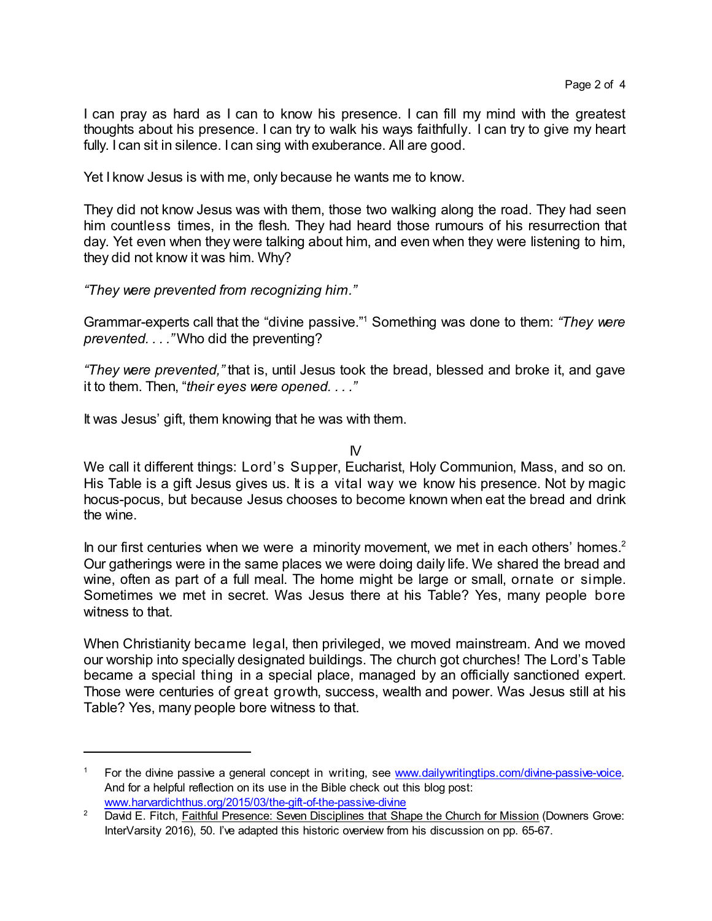I can pray as hard as I can to know his presence. I can fill my mind with the greatest thoughts about his presence. I can try to walk his ways faithfully. I can try to give my heart fully. I can sit in silence. I can sing with exuberance. All are good.

Yet I know Jesus is with me, only because he wants me to know.

They did not know Jesus was with them, those two walking along the road. They had seen him countless times, in the flesh. They had heard those rumours of his resurrection that day. Yet even when they were talking about him, and even when they were listening to him, they did not know it was him. Why?

*"They were prevented from recognizing him."*

Grammar-experts call that the "divine passive."[1] Something was done to them: *"They were prevented. . . ."* Who did the preventing?

*"They were prevented,"* that is, until Jesus took the bread, blessed and broke it, and gave it to them. Then, "*their eyes were opened. . . .*"

It was Jesus' gift, them knowing that he was with them.

IV

We call it different things: Lord's Supper, Eucharist, Holy Communion, Mass, and so on. His Table is a gift Jesus gives us. It is a vital way we know his presence. Not by magic hocus-pocus, but because Jesus chooses to become known when eat the bread and drink the wine.

In our first centuries when we were a minority movement, we met in each others' homes.[2] Our gatherings were in the same places we were doing daily life. We shared the bread and wine, often as part of a full meal. The home might be large or small, ornate or simple. Sometimes we met in secret. Was Jesus there at his Table? Yes, many people bore witness to that.

When Christianity became legal, then privileged, we moved mainstream. And we moved our worship into specially designated buildings. The church got churches! The Lord's Table became a special thing in a special place, managed by an officially sanctioned expert. Those were centuries of great growth, success, wealth and power. Was Jesus still at his Table? Yes, many people bore witness to that.

---

[1] For the divine passive a general concept in writing, see www.dailywritingtips.com/divine-passive-voice. And for a helpful reflection on its use in the Bible check out this blog post: www.harvardichthus.org/2015/03/the-gift-of-the-passive-divine

[2] David E. Fitch, Faithful Presence: Seven Disciplines that Shape the Church for Mission (Downers Grove: InterVarsity 2016), 50. I've adapted this historic overview from his discussion on pp. 65-67.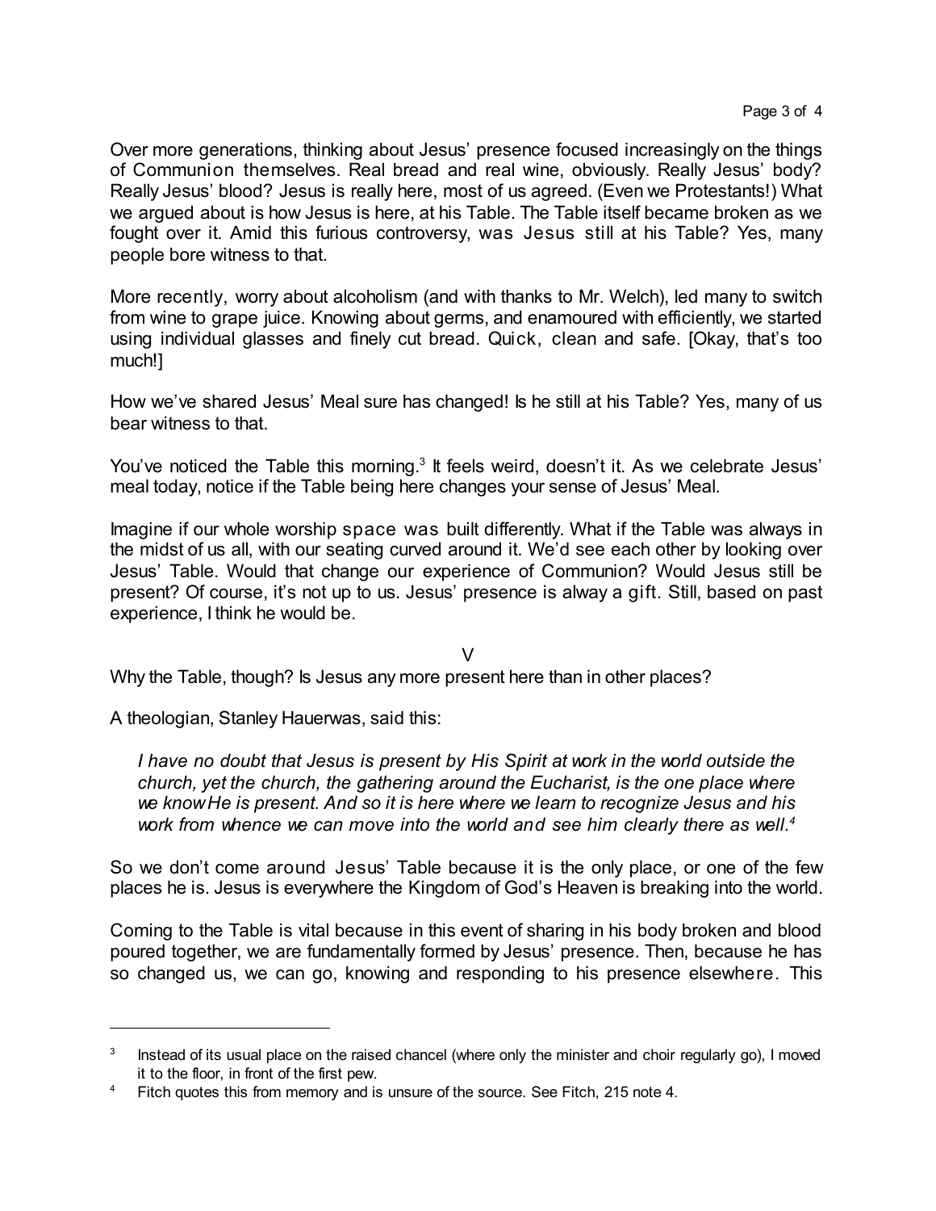Over more generations, thinking about Jesus' presence focused increasingly on the things of Communion themselves. Real bread and real wine, obviously. Really Jesus' body? Really Jesus' blood? Jesus is really here, most of us agreed. (Even we Protestants!) What we argued about is how Jesus is here, at his Table. The Table itself became broken as we fought over it. Amid this furious controversy, was Jesus still at his Table? Yes, many people bore witness to that.

More recently, worry about alcoholism (and with thanks to Mr. Welch), led many to switch from wine to grape juice. Knowing about germs, and enamoured with efficiently, we started using individual glasses and finely cut bread. Quick, clean and safe. [Okay, that's too much!]

How we've shared Jesus' Meal sure has changed! Is he still at his Table? Yes, many of us bear witness to that.

You've noticed the Table this morning.[3] It feels weird, doesn't it. As we celebrate Jesus' meal today, notice if the Table being here changes your sense of Jesus' Meal.

Imagine if our whole worship space was built differently. What if the Table was always in the midst of us all, with our seating curved around it. We'd see each other by looking over Jesus' Table. Would that change our experience of Communion? Would Jesus still be present? Of course, it's not up to us. Jesus' presence is alway a gift. Still, based on past experience, I think he would be.

V

Why the Table, though? Is Jesus any more present here than in other places?

A theologian, Stanley Hauerwas, said this:

> *I have no doubt that Jesus is present by His Spirit at work in the world outside the church, yet the church, the gathering around the Eucharist, is the one place where we know He is present. And so it is here where we learn to recognize Jesus and his work from whence we can move into the world and see him clearly there as well.*[4]

So we don't come around Jesus' Table because it is the only place, or one of the few places he is. Jesus is everywhere the Kingdom of God's Heaven is breaking into the world.

Coming to the Table is vital because in this event of sharing in his body broken and blood poured together, we are fundamentally formed by Jesus' presence. Then, because he has so changed us, we can go, knowing and responding to his presence elsewhere. This

---

[3] Instead of its usual place on the raised chancel (where only the minister and choir regularly go), I moved it to the floor, in front of the first pew.

[4] Fitch quotes this from memory and is unsure of the source. See Fitch, 215 note 4.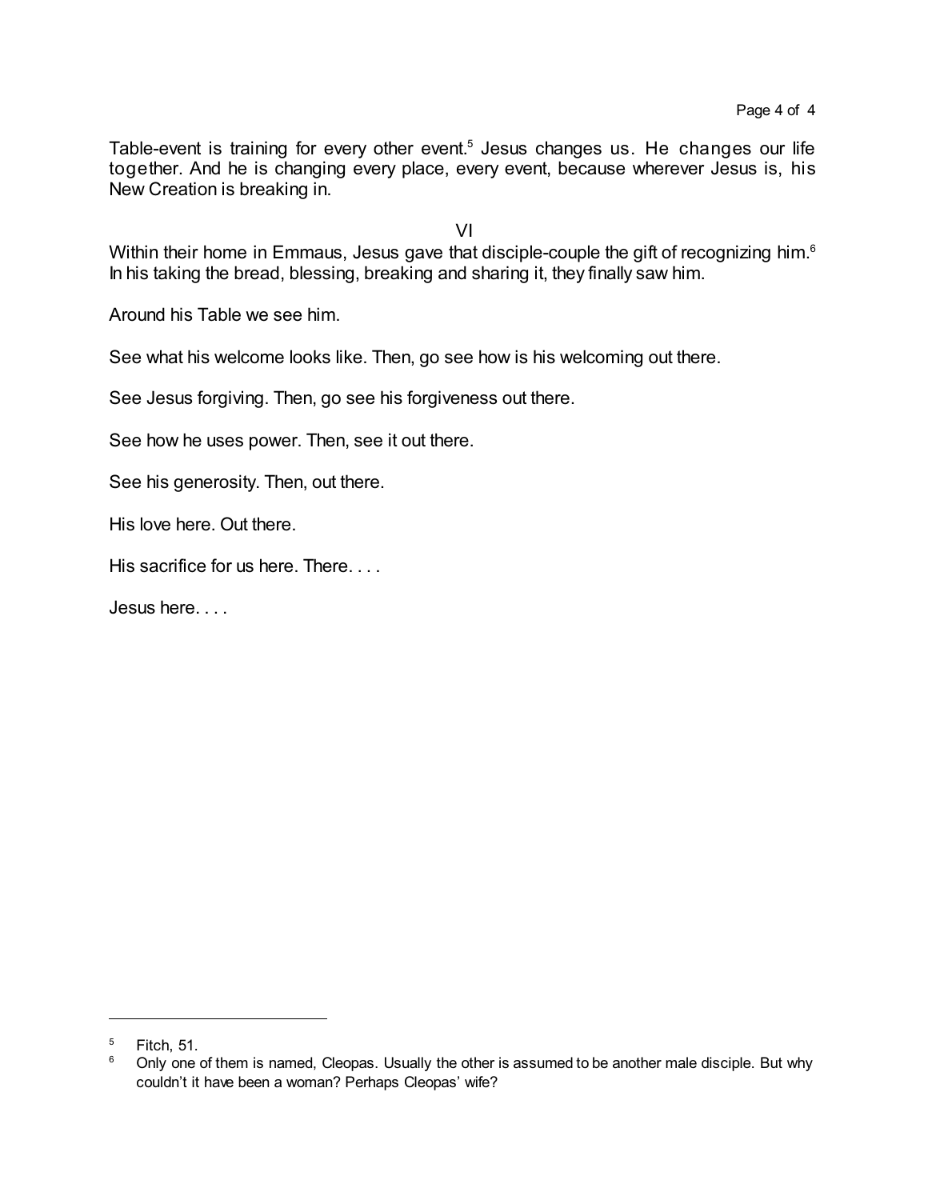Table-event is training for every other event.[5] Jesus changes us. He changes our life together. And he is changing every place, every event, because wherever Jesus is, his New Creation is breaking in.

VI

Within their home in Emmaus, Jesus gave that disciple-couple the gift of recognizing him.[6] In his taking the bread, blessing, breaking and sharing it, they finally saw him.

Around his Table we see him.

See what his welcome looks like. Then, go see how is his welcoming out there.

See Jesus forgiving. Then, go see his forgiveness out there.

See how he uses power. Then, see it out there.

See his generosity. Then, out there.

His love here. Out there.

His sacrifice for us here. There. . . .

Jesus here. . . .

---

[5] Fitch, 51.

[6] Only one of them is named, Cleopas. Usually the other is assumed to be another male disciple. But why couldn't it have been a woman? Perhaps Cleopas' wife?